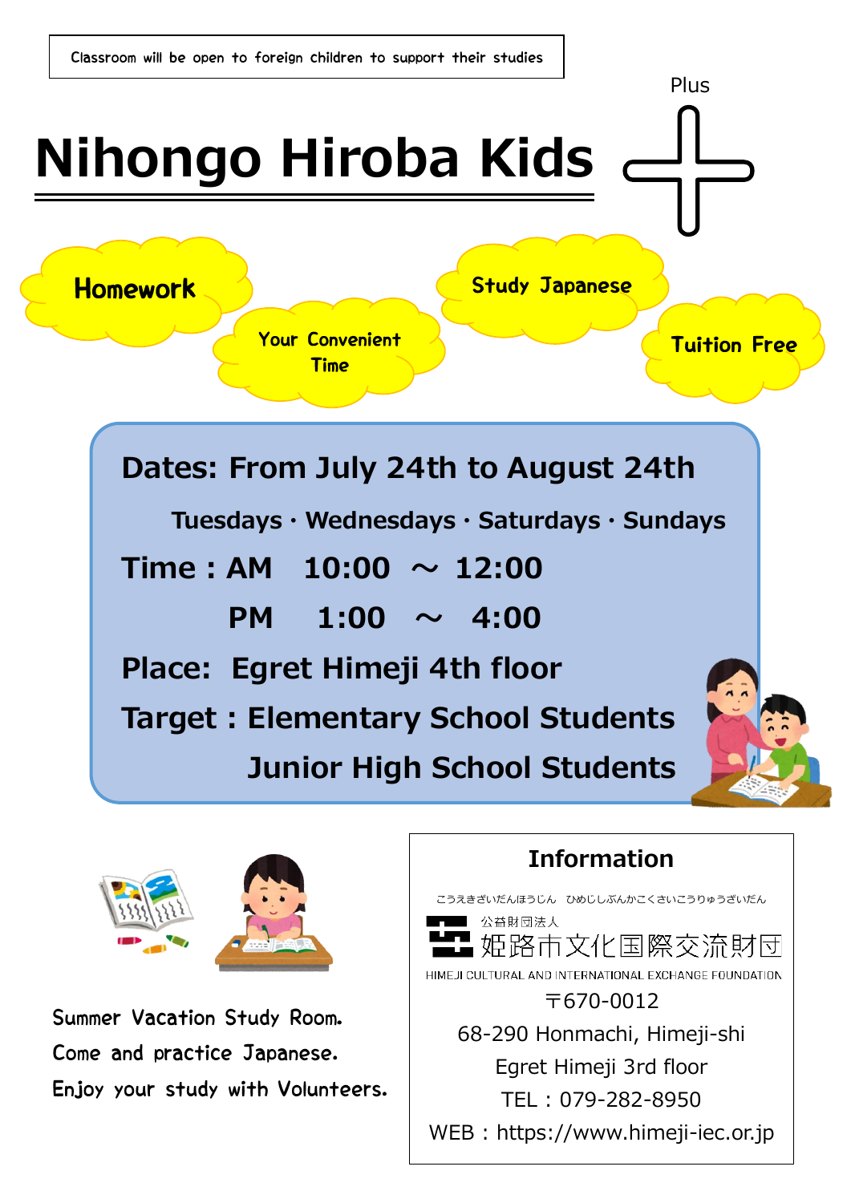Classroom will be open to foreign children to support their studies

# Nihongo Hiroba Kids Plus

**Homework**

**Your Convenient Time**

**Study Japanese**

**Tuition Free**

**Dates: From July 24th to August 24th**

**Tuesdays · Wednesdays · Saturdays · Sundays**

**Time : AM 10:00 ～ 12:00**

**PM 1:00 ～ 4:00**

**Place: Egret Himeji 4th floor**

**Target : Elementary School Students**

**Junior High School Students**

Summer Vacation Study Room.
Come and practice Japanese.
Enjoy your study with Volunteers.

## Information

こうえきざいだんほうじん　ひめじしぶんかこくさいこうりゅうざいだん

公益財団法人
姫路市文化国際交流財団

HIMEJI CULTURAL AND INTERNATIONAL EXCHANGE FOUNDATION

〒670-0012
68-290 Honmachi, Himeji-shi
Egret Himeji 3rd floor
TEL：079-282-8950
WEB：https://www.himeji-iec.or.jp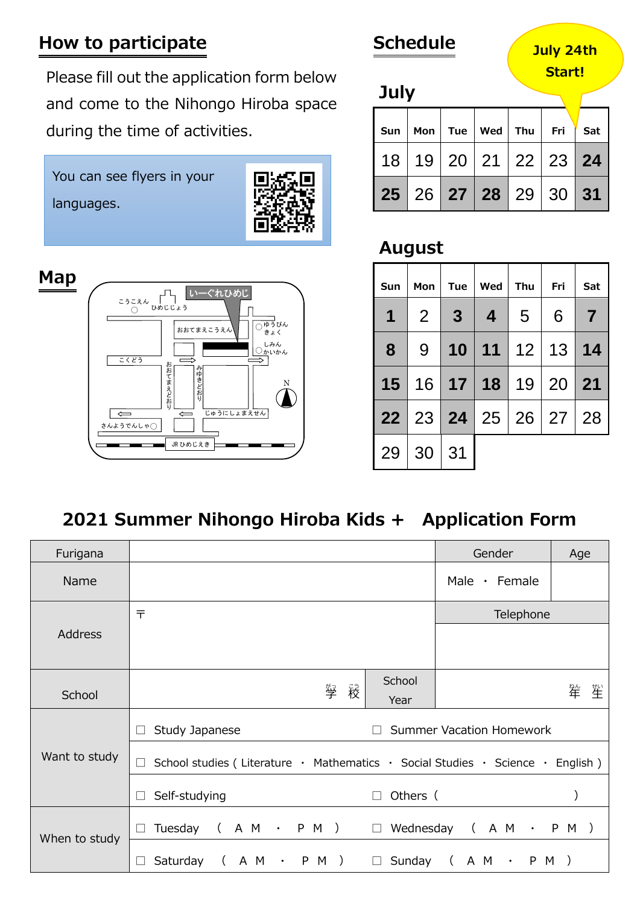## How to participate

Please fill out the application form below and come to the Nihongo Hiroba space during the time of activities.

You can see flyers in your languages.

## Map

いーぐれひめじ

こうこえん
ひめじじょう
おおてまえこうえん
ゆうびんきょく
しみんかいかん
こくどう
おおてまえどおり
みゆきどおり
N
じゅうにしょまえせん
さんようでんしゃ
JR ひめじえき

## Schedule

July 24th Start!

### July

| Sun | Mon | Tue | Wed | Thu | Fri | Sat |
|---|---|---|---|---|---|---|
| 18 | 19 | 20 | 21 | 22 | 23 | **24** |
| **25** | 26 | **27** | **28** | 29 | 30 | **31** |

### August

| Sun | Mon | Tue | Wed | Thu | Fri | Sat |
|---|---|---|---|---|---|---|
| **1** | 2 | **3** | **4** | 5 | 6 | **7** |
| **8** | 9 | **10** | **11** | 12 | 13 | **14** |
| **15** | 16 | **17** | **18** | 19 | 20 | **21** |
| **22** | 23 | **24** | 25 | 26 | 27 | 28 |
| 29 | 30 | 31 | | | | |

## 2021 Summer Nihongo Hiroba Kids + Application Form

| | | | |
|---|---|---|---|
| Furigana | | Gender | Age |
| Name | | Male ・ Female | |
| Address | 〒 | Telephone | |
| School | 学校 | School Year | 年生 |
| Want to study | ☐ Study Japanese | ☐ Summer Vacation Homework | |
| | ☐ School studies ( Literature ・ Mathematics ・ Social Studies ・ Science ・ English ) | | |
| | ☐ Self-studying | ☐ Others ( ) | |
| When to study | ☐ Tuesday ( AM ・ PM ) | ☐ Wednesday ( AM ・ PM ) | |
| | ☐ Saturday ( AM ・ PM ) | ☐ Sunday ( AM ・ PM ) | |